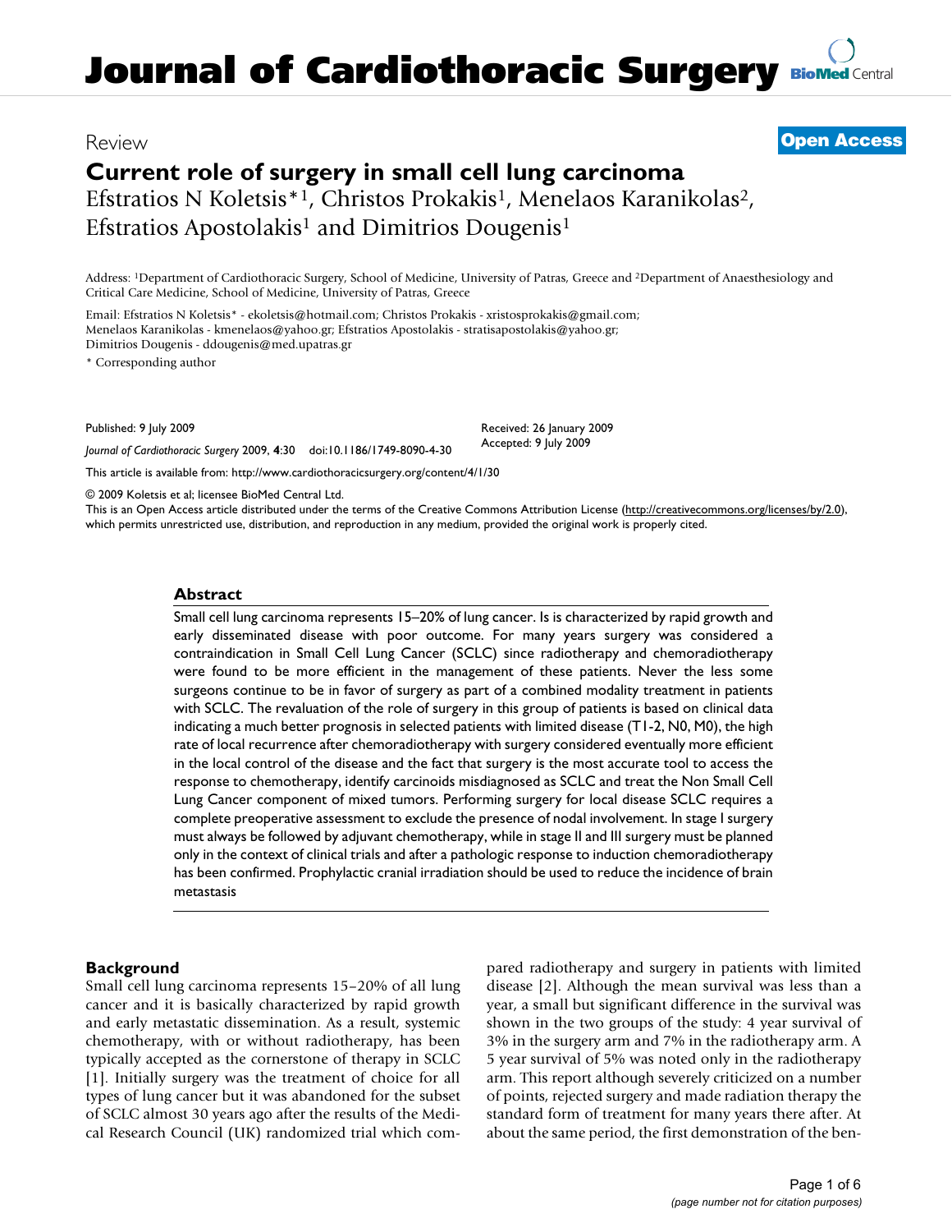# Journal of Cardiothoracic Surgery

Review

**Open Access**

# Current role of surgery in small cell lung carcinoma

Efstratios N Koletsis*[1], Christos Prokakis[1], Menelaos Karanikolas[2], Efstratios Apostolakis[1] and Dimitrios Dougenis[1]

Address: [1]Department of Cardiothoracic Surgery, School of Medicine, University of Patras, Greece and [2]Department of Anaesthesiology and Critical Care Medicine, School of Medicine, University of Patras, Greece

Email: Efstratios N Koletsis* - ekoletsis@hotmail.com; Christos Prokakis - xristosprokakis@gmail.com; Menelaos Karanikolas - kmenelaos@yahoo.gr; Efstratios Apostolakis - stratisapostolakis@yahoo.gr; Dimitrios Dougenis - ddougenis@med.upatras.gr

* Corresponding author

Published: 9 July 2009

*Journal of Cardiothoracic Surgery* 2009, **4**:30 doi:10.1186/1749-8090-4-30

Received: 26 January 2009
Accepted: 9 July 2009

This article is available from: http://www.cardiothoracicsurgery.org/content/4/1/30

© 2009 Koletsis et al; licensee BioMed Central Ltd.
This is an Open Access article distributed under the terms of the Creative Commons Attribution License (http://creativecommons.org/licenses/by/2.0), which permits unrestricted use, distribution, and reproduction in any medium, provided the original work is properly cited.

## Abstract

Small cell lung carcinoma represents 15–20% of lung cancer. Is is characterized by rapid growth and early disseminated disease with poor outcome. For many years surgery was considered a contraindication in Small Cell Lung Cancer (SCLC) since radiotherapy and chemoradiotherapy were found to be more efficient in the management of these patients. Never the less some surgeons continue to be in favor of surgery as part of a combined modality treatment in patients with SCLC. The revaluation of the role of surgery in this group of patients is based on clinical data indicating a much better prognosis in selected patients with limited disease (T1-2, N0, M0), the high rate of local recurrence after chemoradiotherapy with surgery considered eventually more efficient in the local control of the disease and the fact that surgery is the most accurate tool to access the response to chemotherapy, identify carcinoids misdiagnosed as SCLC and treat the Non Small Cell Lung Cancer component of mixed tumors. Performing surgery for local disease SCLC requires a complete preoperative assessment to exclude the presence of nodal involvement. In stage I surgery must always be followed by adjuvant chemotherapy, while in stage II and III surgery must be planned only in the context of clinical trials and after a pathologic response to induction chemoradiotherapy has been confirmed. Prophylactic cranial irradiation should be used to reduce the incidence of brain metastasis

## Background

Small cell lung carcinoma represents 15–20% of all lung cancer and it is basically characterized by rapid growth and early metastatic dissemination. As a result, systemic chemotherapy, with or without radiotherapy, has been typically accepted as the cornerstone of therapy in SCLC [1]. Initially surgery was the treatment of choice for all types of lung cancer but it was abandoned for the subset of SCLC almost 30 years ago after the results of the Medical Research Council (UK) randomized trial which compared radiotherapy and surgery in patients with limited disease [2]. Although the mean survival was less than a year, a small but significant difference in the survival was shown in the two groups of the study: 4 year survival of 3% in the surgery arm and 7% in the radiotherapy arm. A 5 year survival of 5% was noted only in the radiotherapy arm. This report although severely criticized on a number of points, rejected surgery and made radiation therapy the standard form of treatment for many years there after. At about the same period, the first demonstration of the ben-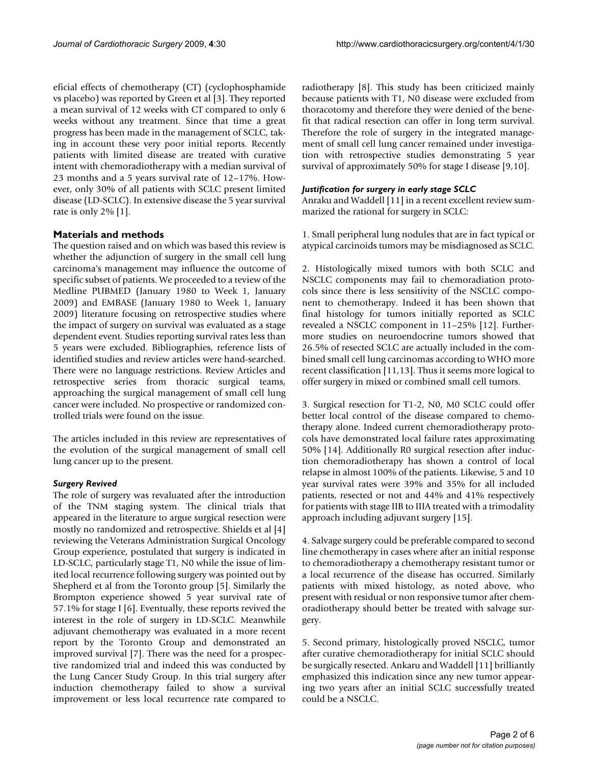eficial effects of chemotherapy (CT) (cyclophosphamide vs placebo) was reported by Green et al [3]. They reported a mean survival of 12 weeks with CT compared to only 6 weeks without any treatment. Since that time a great progress has been made in the management of SCLC, taking in account these very poor initial reports. Recently patients with limited disease are treated with curative intent with chemoradiotherapy with a median survival of 23 months and a 5 years survival rate of 12–17%. However, only 30% of all patients with SCLC present limited disease (LD-SCLC). In extensive disease the 5 year survival rate is only 2% [1].

## Materials and methods

The question raised and on which was based this review is whether the adjunction of surgery in the small cell lung carcinoma's management may influence the outcome of specific subset of patients. We proceeded to a review of the Medline PUBMED (January 1980 to Week 1, January 2009) and EMBASE (January 1980 to Week 1, January 2009) literature focusing on retrospective studies where the impact of surgery on survival was evaluated as a stage dependent event. Studies reporting survival rates less than 5 years were excluded. Bibliographies, reference lists of identified studies and review articles were hand-searched. There were no language restrictions. Review Articles and retrospective series from thoracic surgical teams, approaching the surgical management of small cell lung cancer were included. No prospective or randomized controlled trials were found on the issue.

The articles included in this review are representatives of the evolution of the surgical management of small cell lung cancer up to the present.

### *Surgery Revived*

The role of surgery was revaluated after the introduction of the TNM staging system. The clinical trials that appeared in the literature to argue surgical resection were mostly no randomized and retrospective. Shields et al [4] reviewing the Veterans Administration Surgical Oncology Group experience, postulated that surgery is indicated in LD-SCLC, particularly stage T1, N0 while the issue of limited local recurrence following surgery was pointed out by Shepherd et al from the Toronto group [5]. Similarly the Brompton experience showed 5 year survival rate of 57.1% for stage I [6]. Eventually, these reports revived the interest in the role of surgery in LD-SCLC. Meanwhile adjuvant chemotherapy was evaluated in a more recent report by the Toronto Group and demonstrated an improved survival [7]. There was the need for a prospective randomized trial and indeed this was conducted by the Lung Cancer Study Group. In this trial surgery after induction chemotherapy failed to show a survival improvement or less local recurrence rate compared to radiotherapy [8]. This study has been criticized mainly because patients with T1, N0 disease were excluded from thoracotomy and therefore they were denied of the benefit that radical resection can offer in long term survival. Therefore the role of surgery in the integrated management of small cell lung cancer remained under investigation with retrospective studies demonstrating 5 year survival of approximately 50% for stage I disease [9,10].

### *Justification for surgery in early stage SCLC*

Anraku and Waddell [11] in a recent excellent review summarized the rational for surgery in SCLC:

1. Small peripheral lung nodules that are in fact typical or atypical carcinoids tumors may be misdiagnosed as SCLC.

2. Histologically mixed tumors with both SCLC and NSCLC components may fail to chemoradiation protocols since there is less sensitivity of the NSCLC component to chemotherapy. Indeed it has been shown that final histology for tumors initially reported as SCLC revealed a NSCLC component in 11–25% [12]. Furthermore studies on neuroendocrine tumors showed that 26.5% of resected SCLC are actually included in the combined small cell lung carcinomas according to WHO more recent classification [11,13]. Thus it seems more logical to offer surgery in mixed or combined small cell tumors.

3. Surgical resection for T1-2, N0, M0 SCLC could offer better local control of the disease compared to chemotherapy alone. Indeed current chemoradiotherapy protocols have demonstrated local failure rates approximating 50% [14]. Additionally R0 surgical resection after induction chemoradiotherapy has shown a control of local relapse in almost 100% of the patients. Likewise, 5 and 10 year survival rates were 39% and 35% for all included patients, resected or not and 44% and 41% respectively for patients with stage IIB to IIIA treated with a trimodality approach including adjuvant surgery [15].

4. Salvage surgery could be preferable compared to second line chemotherapy in cases where after an initial response to chemoradiotherapy a chemotherapy resistant tumor or a local recurrence of the disease has occurred. Similarly patients with mixed histology, as noted above, who present with residual or non responsive tumor after chemoradiotherapy should better be treated with salvage surgery.

5. Second primary, histologically proved NSCLC, tumor after curative chemoradiotherapy for initial SCLC should be surgically resected. Ankaru and Waddell [11] brilliantly emphasized this indication since any new tumor appearing two years after an initial SCLC successfully treated could be a NSCLC.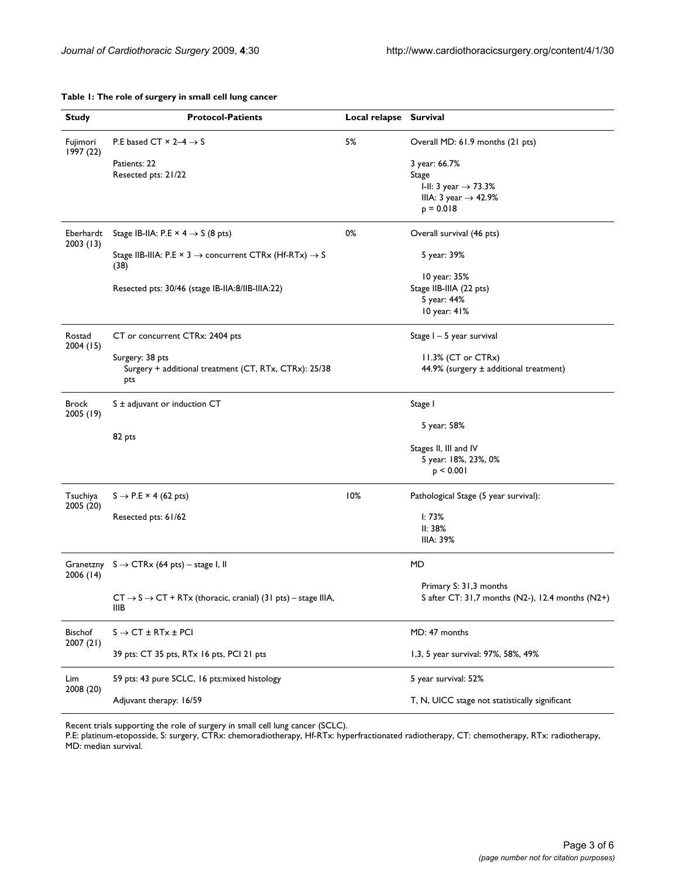**Table 1: The role of surgery in small cell lung cancer**

| Study | Protocol-Patients | Local relapse | Survival |
| --- | --- | --- | --- |
| Fujimori 1997 (22) | P.E based CT × 2–4 → S<br>Patients: 22<br>Resected pts: 21/22 | 5% | Overall MD: 61.9 months (21 pts)<br>3 year: 66.7%<br>Stage<br>I-II: 3 year → 73.3%<br>IIIA: 3 year → 42.9%<br>$p = 0.018$ |
| Eberhardt 2003 (13) | Stage IB-IIA: P.E × 4 → S (8 pts)<br>Stage IIB-IIIA: P.E × 3 → concurrent CTRx (Hf-RTx) → S (38)<br>Resected pts: 30/46 (stage IB-IIA:8/IIB-IIIA:22) | 0% | Overall survival (46 pts)<br>5 year: 39%<br>10 year: 35%<br>Stage IIB-IIIA (22 pts)<br>5 year: 44%<br>10 year: 41% |
| Rostad 2004 (15) | CT or concurrent CTRx: 2404 pts<br>Surgery: 38 pts<br>Surgery + additional treatment (CT, RTx, CTRx): 25/38 pts | | Stage I – 5 year survival<br>11.3% (CT or CTRx)<br>44.9% (surgery ± additional treatment) |
| Brock 2005 (19) | S ± adjuvant or induction CT<br>82 pts | | Stage I<br>5 year: 58%<br>Stages II, III and IV<br>5 year: 18%, 23%, 0%<br>$p < 0.001$ |
| Tsuchiya 2005 (20) | S → P.E × 4 (62 pts)<br>Resected pts: 61/62 | 10% | Pathological Stage (5 year survival):<br>I: 73%<br>II: 38%<br>IIIA: 39% |
| Granetzny 2006 (14) | S → CTRx (64 pts) – stage I, II<br>CT → S → CT + RTx (thoracic, cranial) (31 pts) – stage IIIA, IIIB | | MD<br>Primary S: 31,3 months<br>S after CT: 31,7 months (N2-), 12.4 months (N2+) |
| Bischof 2007 (21) | S → CT ± RTx ± PCI<br>39 pts: CT 35 pts, RTx 16 pts, PCI 21 pts | | MD: 47 months<br>1,3, 5 year survival: 97%, 58%, 49% |
| Lim 2008 (20) | 59 pts: 43 pure SCLC, 16 pts:mixed histology<br>Adjuvant therapy: 16/59 | | 5 year survival: 52%<br>T, N, UICC stage not statistically significant |

Recent trials supporting the role of surgery in small cell lung cancer (SCLC).
P.E: platinum-etoposside, S: surgery, CTRx: chemoradiotherapy, Hf-RTx: hyperfractionated radiotherapy, CT: chemotherapy, RTx: radiotherapy, MD: median survival.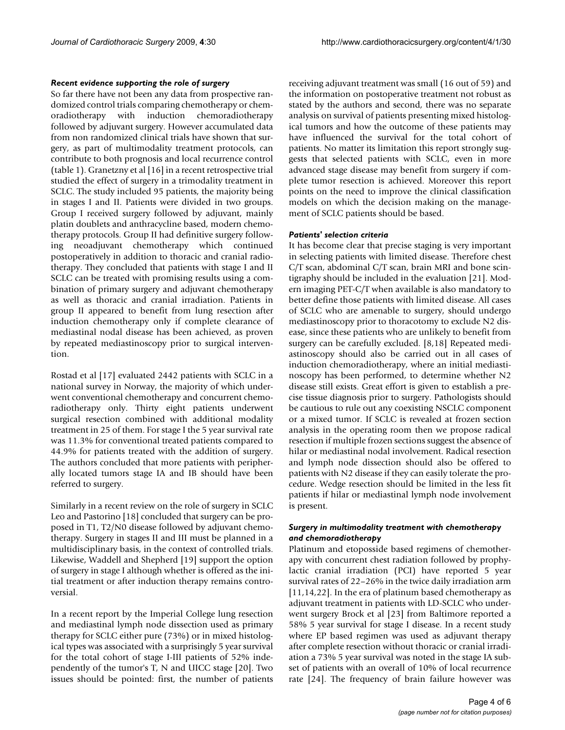### *Recent evidence supporting the role of surgery*

So far there have not been any data from prospective randomized control trials comparing chemotherapy or chemoradiotherapy with induction chemoradiotherapy followed by adjuvant surgery. However accumulated data from non randomized clinical trials have shown that surgery, as part of multimodality treatment protocols, can contribute to both prognosis and local recurrence control (table 1). Granetzny et al [16] in a recent retrospective trial studied the effect of surgery in a trimodality treatment in SCLC. The study included 95 patients, the majority being in stages I and II. Patients were divided in two groups. Group I received surgery followed by adjuvant, mainly platin doublets and anthracycline based, modern chemotherapy protocols. Group II had definitive surgery following neoadjuvant chemotherapy which continued postoperatively in addition to thoracic and cranial radiotherapy. They concluded that patients with stage I and II SCLC can be treated with promising results using a combination of primary surgery and adjuvant chemotherapy as well as thoracic and cranial irradiation. Patients in group II appeared to benefit from lung resection after induction chemotherapy only if complete clearance of mediastinal nodal disease has been achieved, as proven by repeated mediastinoscopy prior to surgical intervention.

Rostad et al [17] evaluated 2442 patients with SCLC in a national survey in Norway, the majority of which underwent conventional chemotherapy and concurrent chemoradiotherapy only. Thirty eight patients underwent surgical resection combined with additional modality treatment in 25 of them. For stage I the 5 year survival rate was 11.3% for conventional treated patients compared to 44.9% for patients treated with the addition of surgery. The authors concluded that more patients with peripherally located tumors stage IA and IB should have been referred to surgery.

Similarly in a recent review on the role of surgery in SCLC Leo and Pastorino [18] concluded that surgery can be proposed in T1, T2/N0 disease followed by adjuvant chemotherapy. Surgery in stages II and III must be planned in a multidisciplinary basis, in the context of controlled trials. Likewise, Waddell and Shepherd [19] support the option of surgery in stage I although whether is offered as the initial treatment or after induction therapy remains controversial.

In a recent report by the Imperial College lung resection and mediastinal lymph node dissection used as primary therapy for SCLC either pure (73%) or in mixed histological types was associated with a surprisingly 5 year survival for the total cohort of stage I-III patients of 52% independently of the tumor's T, N and UICC stage [20]. Two issues should be pointed: first, the number of patients receiving adjuvant treatment was small (16 out of 59) and the information on postoperative treatment not robust as stated by the authors and second, there was no separate analysis on survival of patients presenting mixed histological tumors and how the outcome of these patients may have influenced the survival for the total cohort of patients. No matter its limitation this report strongly suggests that selected patients with SCLC, even in more advanced stage disease may benefit from surgery if complete tumor resection is achieved. Moreover this report points on the need to improve the clinical classification models on which the decision making on the management of SCLC patients should be based.

### *Patients' selection criteria*

It has become clear that precise staging is very important in selecting patients with limited disease. Therefore chest C/T scan, abdominal C/T scan, brain MRI and bone scintigraphy should be included in the evaluation [21]. Modern imaging PET-C/T when available is also mandatory to better define those patients with limited disease. All cases of SCLC who are amenable to surgery, should undergo mediastinoscopy prior to thoracotomy to exclude N2 disease, since these patients who are unlikely to benefit from surgery can be carefully excluded. [8,18] Repeated mediastinoscopy should also be carried out in all cases of induction chemoradiotherapy, where an initial mediastinoscopy has been performed, to determine whether N2 disease still exists. Great effort is given to establish a precise tissue diagnosis prior to surgery. Pathologists should be cautious to rule out any coexisting NSCLC component or a mixed tumor. If SCLC is revealed at frozen section analysis in the operating room then we propose radical resection if multiple frozen sections suggest the absence of hilar or mediastinal nodal involvement. Radical resection and lymph node dissection should also be offered to patients with N2 disease if they can easily tolerate the procedure. Wedge resection should be limited in the less fit patients if hilar or mediastinal lymph node involvement is present.

### *Surgery in multimodality treatment with chemotherapy and chemoradiotherapy*

Platinum and etoposside based regimens of chemotherapy with concurrent chest radiation followed by prophylactic cranial irradiation (PCI) have reported 5 year survival rates of 22–26% in the twice daily irradiation arm [11,14,22]. In the era of platinum based chemotherapy as adjuvant treatment in patients with LD-SCLC who underwent surgery Brock et al [23] from Baltimore reported a 58% 5 year survival for stage I disease. In a recent study where EP based regimen was used as adjuvant therapy after complete resection without thoracic or cranial irradiation a 73% 5 year survival was noted in the stage IA subset of patients with an overall of 10% of local recurrence rate [24]. The frequency of brain failure however was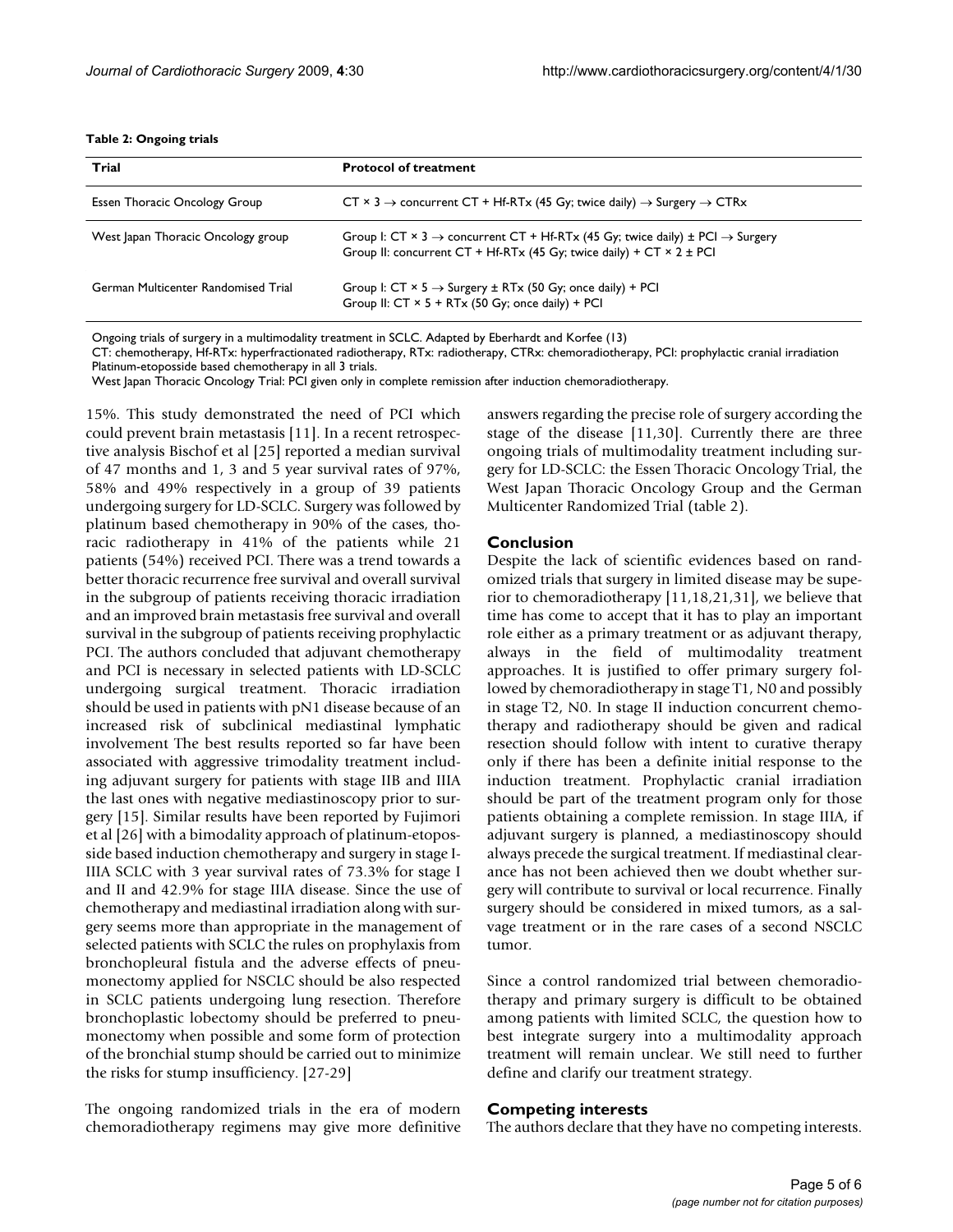**Table 2: Ongoing trials**

| Trial | Protocol of treatment |
| --- | --- |
| Essen Thoracic Oncology Group | CT × 3 → concurrent CT + Hf-RTx (45 Gy; twice daily) → Surgery → CTRx |
| West Japan Thoracic Oncology group | Group I: CT × 3 → concurrent CT + Hf-RTx (45 Gy; twice daily) ± PCI → Surgery<br>Group II: concurrent CT + Hf-RTx (45 Gy; twice daily) + CT × 2 ± PCI |
| German Multicenter Randomised Trial | Group I: CT × 5 → Surgery ± RTx (50 Gy; once daily) + PCI<br>Group II: CT × 5 + RTx (50 Gy; once daily) + PCI |

Ongoing trials of surgery in a multimodality treatment in SCLC. Adapted by Eberhardt and Korfee (13)
CT: chemotherapy, Hf-RTx: hyperfractionated radiotherapy, RTx: radiotherapy, CTRx: chemoradiotherapy, PCI: prophylactic cranial irradiation
Platinum-etopsoside based chemotherapy in all 3 trials.
West Japan Thoracic Oncology Trial: PCI given only in complete remission after induction chemoradiotherapy.

15%. This study demonstrated the need of PCI which could prevent brain metastasis [11]. In a recent retrospective analysis Bischof et al [25] reported a median survival of 47 months and 1, 3 and 5 year survival rates of 97%, 58% and 49% respectively in a group of 39 patients undergoing surgery for LD-SCLC. Surgery was followed by platinum based chemotherapy in 90% of the cases, thoracic radiotherapy in 41% of the patients while 21 patients (54%) received PCI. There was a trend towards a better thoracic recurrence free survival and overall survival in the subgroup of patients receiving thoracic irradiation and an improved brain metastasis free survival and overall survival in the subgroup of patients receiving prophylactic PCI. The authors concluded that adjuvant chemotherapy and PCI is necessary in selected patients with LD-SCLC undergoing surgical treatment. Thoracic irradiation should be used in patients with pN1 disease because of an increased risk of subclinical mediastinal lymphatic involvement The best results reported so far have been associated with aggressive trimodality treatment including adjuvant surgery for patients with stage IIB and IIIA the last ones with negative mediastinoscopy prior to surgery [15]. Similar results have been reported by Fujimori et al [26] with a bimodality approach of platinum-etoposside based induction chemotherapy and surgery in stage I-IIIA SCLC with 3 year survival rates of 73.3% for stage I and II and 42.9% for stage IIIA disease. Since the use of chemotherapy and mediastinal irradiation along with surgery seems more than appropriate in the management of selected patients with SCLC the rules on prophylaxis from bronchopleural fistula and the adverse effects of pneumonectomy applied for NSCLC should be also respected in SCLC patients undergoing lung resection. Therefore bronchoplastic lobectomy should be preferred to pneumonectomy when possible and some form of protection of the bronchial stump should be carried out to minimize the risks for stump insufficiency. [27-29]

The ongoing randomized trials in the era of modern chemoradiotherapy regimens may give more definitive answers regarding the precise role of surgery according the stage of the disease [11,30]. Currently there are three ongoing trials of multimodality treatment including surgery for LD-SCLC: the Essen Thoracic Oncology Trial, the West Japan Thoracic Oncology Group and the German Multicenter Randomized Trial (table 2).

## Conclusion

Despite the lack of scientific evidences based on randomized trials that surgery in limited disease may be superior to chemoradiotherapy [11,18,21,31], we believe that time has come to accept that it has to play an important role either as a primary treatment or as adjuvant therapy, always in the field of multimodality treatment approaches. It is justified to offer primary surgery followed by chemoradiotherapy in stage T1, N0 and possibly in stage T2, N0. In stage II induction concurrent chemotherapy and radiotherapy should be given and radical resection should follow with intent to curative therapy only if there has been a definite initial response to the induction treatment. Prophylactic cranial irradiation should be part of the treatment program only for those patients obtaining a complete remission. In stage IIIA, if adjuvant surgery is planned, a mediastinoscopy should always precede the surgical treatment. If mediastinal clearance has not been achieved then we doubt whether surgery will contribute to survival or local recurrence. Finally surgery should be considered in mixed tumors, as a salvage treatment or in the rare cases of a second NSCLC tumor.

Since a control randomized trial between chemoradiotherapy and primary surgery is difficult to be obtained among patients with limited SCLC, the question how to best integrate surgery into a multimodality approach treatment will remain unclear. We still need to further define and clarify our treatment strategy.

## Competing interests

The authors declare that they have no competing interests.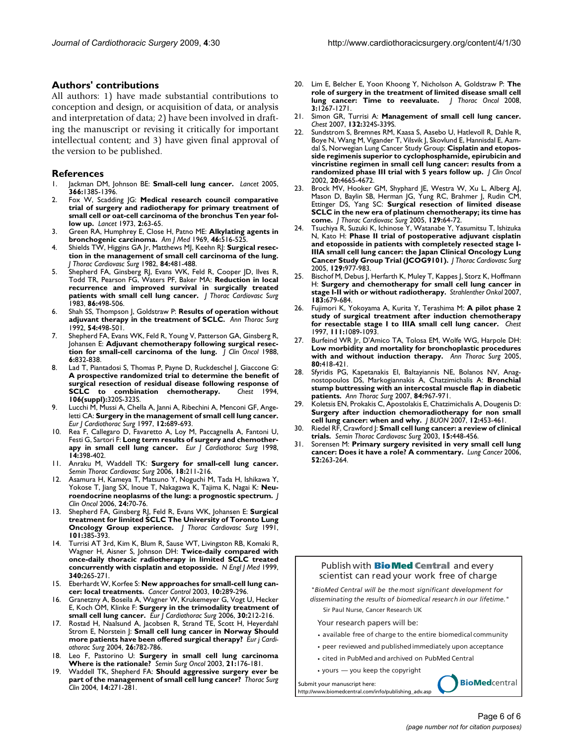## Authors' contributions

All authors: 1) have made substantial contributions to conception and design, or acquisition of data, or analysis and interpretation of data; 2) have been involved in drafting the manuscript or revising it critically for important intellectual content; and 3) have given final approval of the version to be published.

## References

1. Jackman DM, Johnson BE: **Small-cell lung cancer.** *Lancet* 2005, **366:**1385-1396.
2. Fox W, Scadding JG: **Medical research council comparative trial of surgery and radiotherapy for primary treatment of small cell or oat-cell carcinoma of the bronchus Ten year follow up.** *Lancet* 1973, **2:**63-65.
3. Green RA, Humphrey E, Close H, Patno ME: **Alkylating agents in bronchogenic carcinoma.** *Am J Med* 1969, **46:**516-525.
4. Shields TW, Higgins GA Jr, Matthews MJ, Keehn RJ: **Surgical resection in the management of small cell carcinoma of the lung.** *J Thorac Cardiovasc Surg* 1982, **84:**481-488.
5. Shepherd FA, Ginsberg RJ, Evans WK, Feld R, Cooper JD, Ilves R, Todd TR, Pearson FG, Waters PF, Baker MA: **Reduction in local recurrence and improved survival in surgically treated patients with small cell lung cancer.** *J Thorac Cardiovasc Surg* 1983, **86:**498-506.
6. Shah SS, Thompson J, Goldstraw P: **Results of operation without adjuvant therapy in the treatment of SCLC.** *Ann Thorac Surg* 1992, **54:**498-501.
7. Shepherd FA, Evans WK, Feld R, Young V, Patterson GA, Ginsberg R, Johansen E: **Adjuvant chemotherapy following surgical resection for small-cell carcinoma of the lung.** *J Clin Oncol* 1988, **6:**832-838.
8. Lad T, Piantadosi S, Thomas P, Payne D, Ruckdeschel J, Giaccone G: **A prospective randomized trial to determine the benefit of surgical resection of residual disease following response of SCLC to combination chemotherapy.** *Chest* 1994, **106(suppl):**320S-323S.
9. Lucchi M, Mussi A, Chella A, Janni A, Ribechini A, Menconi GF, Angeletti CA: **Surgery in the management of small cell lung cancer.** *Eur J Cardiothorac Surg* 1997, **12:**689-693.
10. Rea F, Callegaro D, Favaretto A, Loy M, Paccagnella A, Fantoni U, Festi G, Sartori F: **Long term results of surgery and chemotherapy in small cell lung cancer.** *Eur J Cardiothorac Surg* 1998, **14:**398-402.
11. Anraku M, Waddell TK: **Surgery for small-cell lung cancer.** *Semin Thorac Cardiovasc Surg* 2006, **18:**211-216.
12. Asamura H, Kameya T, Matsuno Y, Noguchi M, Tada H, Ishikawa Y, Yokose T, Jiang SX, Inoue T, Nakagawa K, Tajima K, Nagai K: **Neuroendocrine neoplasms of the lung: a prognostic spectrum.** *J Clin Oncol* 2006, **24:**70-76.
13. Shepherd FA, Ginsberg RJ, Feld R, Evans WK, Johansen E: **Surgical treatment for limited SCLC The University of Toronto Lung Oncology Group experience.** *J Thorac Cardiovasc Surg* 1991, **101:**385-393.
14. Turrisi AT 3rd, Kim K, Blum R, Sause WT, Livingston RB, Komaki R, Wagner H, Aisner S, Johnson DH: **Twice-daily compared with once-daily thoracic radiotherapy in limited SCLC treated concurrently with cisplatin and etoposside.** *N Engl J Med* 1999, **340:**265-271.
15. Eberhardt W, Korfee S: **New approaches for small-cell lung cancer: local treatments.** *Cancer Control* 2003, **10:**289-296.
16. Granetzny A, Boseila A, Wagner W, Krukemeyer G, Vogt U, Hecker E, Koch OM, Klinke F: **Surgery in the trimodality treatment of small cell lung cancer.** *Eur J Cardiothorac Surg* 2006, **30:**212-216.
17. Rostad H, Naalsund A, Jacobsen R, Strand TE, Scott H, Heyerdahl Strom E, Norstein J: **Small cell lung cancer in Norway Should more patients have been offered surgical therapy?** *Eur j Cardiothorac Surg* 2004, **26:**782-786.
18. Leo F, Pastorino U: **Surgery in small cell lung carcinoma Where is the rationale?** *Semin Surg Oncol* 2003, **21:**176-181.
19. Waddell TK, Shepherd FA: **Should aggressive surgery ever be part of the management of small cell lung cancer?** *Thorac Surg Clin* 2004, **14:**271-281.
20. Lim E, Belcher E, Yoon Khoong Y, Nicholson A, Goldstraw P: **The role of surgery in the treatment of limited disease small cell lung cancer: Time to reevaluate.** *J Thorac Oncol* 2008, **3:**1267-1271.
21. Simon GR, Turrisi A: **Management of small cell lung cancer.** *Chest* 2007, **132:**324S-339S.
22. Sundstrom S, Bremnes RM, Kaasa S, Aasebo U, Hatlevoll R, Dahle R, Boye N, Wang M, Vigander T, Vilsvik J, Skovlund E, Hannisdal E, Aamdal S, Norwegian Lung Cancer Study Group: **Cisplatin and etoposside regimenis superior to cyclophosphamide, epirubicin and vincristine regimen in small cell lung cancer: results from a randomized phase III trial with 5 years follow up.** *J Clin Oncol* 2002, **20:**4665-4672.
23. Brock MV, Hooker GM, Shyphard JE, Westra W, Xu L, Alberg AJ, Mason D, Baylin SB, Herman JG, Yung RC, Brahmer J, Rudin CM, Ettinger DS, Yang SC: **Surgical resection of limited disease SCLC in the new era of platinum chemotherapy; its time has come.** *J Thorac Cardiovasc Surg* 2005, **129:**64-72.
24. Tsuchiya R, Suzuki K, Ichinose Y, Watanabe Y, Yasumitsu T, Ishizuka N, Kato H: **Phase II trial of postoperative adjuvant cisplatin and etoposside in patients with completely resected stage I-IIIA small cell lung cancer: the Japan Clinical Oncology Lung Cancer Study Group Trial (JCOG9101).** *J Thorac Cardiovasc Surg* 2005, **129:**977-983.
25. Bischof M, Debus J, Herfarth K, Muley T, Kappes J, Storz K, Hoffmann H: **Surgery and chemotherapy for small cell lung cancer in stage I-II with or without radiotherapy.** *Strahlenther Onkol* 2007, **183:**679-684.
26. Fujimori K, Yokoyama A, Kurita Y, Terashima M: **A pilot phase 2 study of surgical treatment after induction chemotherapy for resectable stage I to IIIA small cell lung cancer.** *Chest* 1997, **111:**1089-1093.
27. Burfeind WR Jr, D'Amico TA, Tolosa EM, Wolfe WG, Harpole DH: **Low morbidity and mortality for bronchoplastic procedures with and without induction therapy.** *Ann Thorac Surg* 2005, **80:**418-421.
28. Sfyridis PG, Kapetanakis EI, Baltayiannis NE, Bolanos NV, Anagnostopoulos DS, Markogiannakis A, Chatzimichalis A: **Bronchial stump buttressing with an intercostal muscle flap in diabetic patients.** *Ann Thorac Surg* 2007, **84:**967-971.
29. Koletsis EN, Prokakis C, Apostolakis E, Chatzimichalis A, Dougenis D: **Surgery after induction chemoradiotherapy for non small cell lung cancer: when and why.** *J BUON* 2007, **12:**453-461.
30. Riedel RF, Crawford J: **Small cell lung cancer: a review of clinical trials.** *Semin Thorac Cardiovasc Surg* 2003, **15:**448-456.
31. Sorensen M: **Primary surgery revisited in very small cell lung cancer: Does it have a role? A commentary.** *Lung Cancer* 2006, **52:**263-264.

Publish with **BioMed Central** and every scientist can read your work free of charge

*"BioMed Central will be the most significant development for disseminating the results of biomedical research in our lifetime."*

Sir Paul Nurse, Cancer Research UK

Your research papers will be:

- available free of charge to the entire biomedical community
- peer reviewed and published immediately upon acceptance
- cited in PubMed and archived on PubMed Central
- yours — you keep the copyright

Submit your manuscript here:
http://www.biomedcentral.com/info/publishing_adv.asp

**BioMed**central